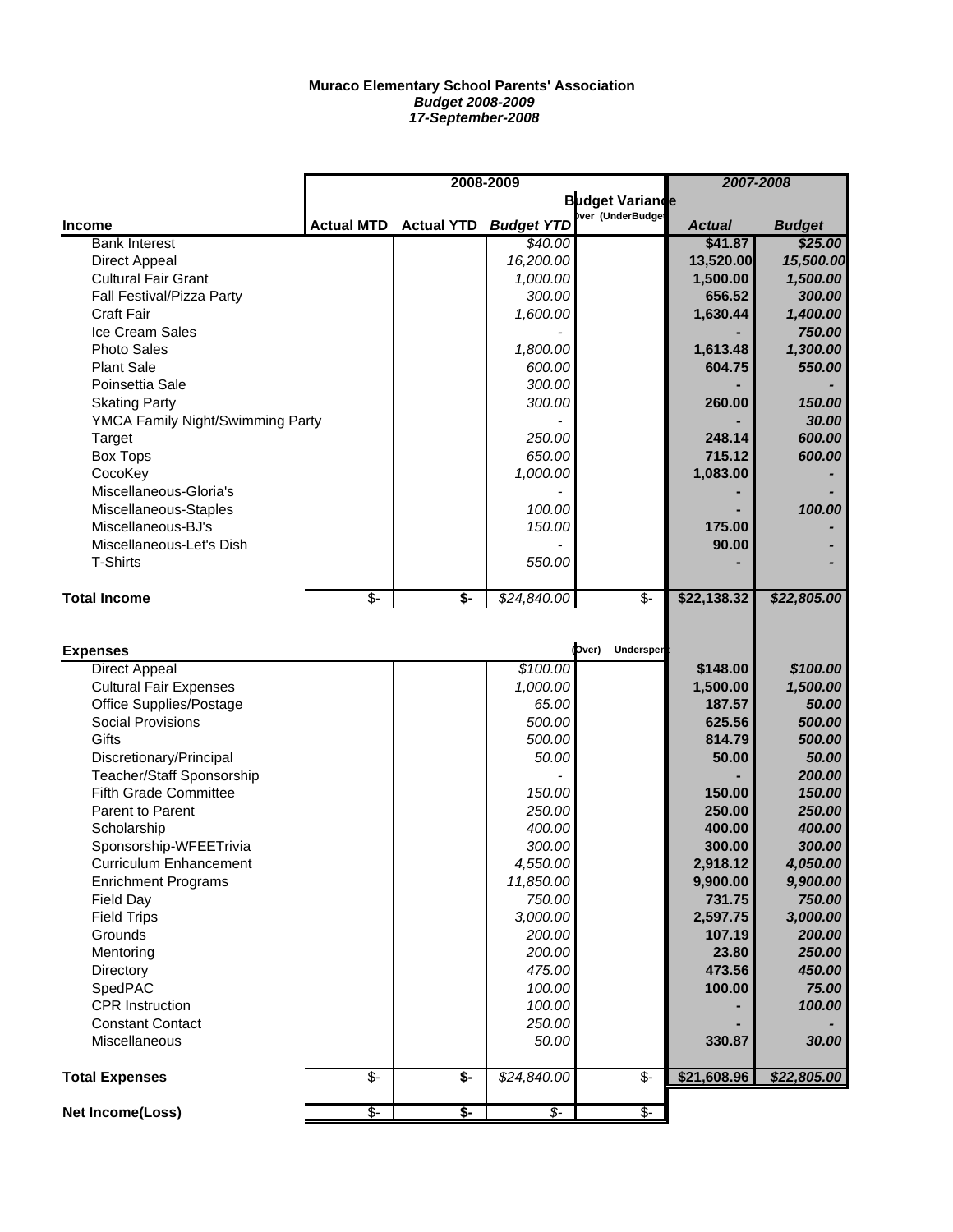**Muraco Elementary School Parents' Association**
***Budget 2008-2009***
***17-September-2008***

| | 2008-2009 | | | | *2007-2008* | |
|---|---|---|---|---|---|---|
| | | | | **Budget Variance** | | |
| **Income** | **Actual MTD** | **Actual YTD** | ***Budget YTD*** | Over (UnderBudget) | ***Actual*** | ***Budget*** |
| Bank Interest | | | *$40.00* | | **$41.87** | ***$25.00*** |
| Direct Appeal | | | *16,200.00* | | **13,520.00** | ***15,500.00*** |
| Cultural Fair Grant | | | *1,000.00* | | **1,500.00** | ***1,500.00*** |
| Fall Festival/Pizza Party | | | *300.00* | | **656.52** | ***300.00*** |
| Craft Fair | | | *1,600.00* | | **1,630.44** | ***1,400.00*** |
| Ice Cream Sales | | | - | | **-** | ***750.00*** |
| Photo Sales | | | *1,800.00* | | **1,613.48** | ***1,300.00*** |
| Plant Sale | | | *600.00* | | **604.75** | ***550.00*** |
| Poinsettia Sale | | | *300.00* | | **-** | ***-*** |
| Skating Party | | | *300.00* | | **260.00** | ***150.00*** |
| YMCA Family Night/Swimming Party | | | - | | **-** | ***30.00*** |
| Target | | | *250.00* | | **248.14** | ***600.00*** |
| Box Tops | | | *650.00* | | **715.12** | ***600.00*** |
| CocoKey | | | *1,000.00* | | **1,083.00** | ***-*** |
| Miscellaneous-Gloria's | | | - | | **-** | ***-*** |
| Miscellaneous-Staples | | | *100.00* | | **-** | ***100.00*** |
| Miscellaneous-BJ's | | | *150.00* | | **175.00** | ***-*** |
| Miscellaneous-Let's Dish | | | - | | **90.00** | ***-*** |
| T-Shirts | | | *550.00* | | **-** | ***-*** |
| **Total Income** | $- | **$-** | *$24,840.00* | $- | **$22,138.32** | ***$22,805.00*** |
| | | | | | | |
| **Expenses** | | | | (Over) Underspent | | |
| Direct Appeal | | | *$100.00* | | **$148.00** | ***$100.00*** |
| Cultural Fair Expenses | | | *1,000.00* | | **1,500.00** | ***1,500.00*** |
| Office Supplies/Postage | | | *65.00* | | **187.57** | ***50.00*** |
| Social Provisions | | | *500.00* | | **625.56** | ***500.00*** |
| Gifts | | | *500.00* | | **814.79** | ***500.00*** |
| Discretionary/Principal | | | *50.00* | | **50.00** | ***50.00*** |
| Teacher/Staff Sponsorship | | | - | | **-** | ***200.00*** |
| Fifth Grade Committee | | | *150.00* | | **150.00** | ***150.00*** |
| Parent to Parent | | | *250.00* | | **250.00** | ***250.00*** |
| Scholarship | | | *400.00* | | **400.00** | ***400.00*** |
| Sponsorship-WFEETrivia | | | *300.00* | | **300.00** | ***300.00*** |
| Curriculum Enhancement | | | *4,550.00* | | **2,918.12** | ***4,050.00*** |
| Enrichment Programs | | | *11,850.00* | | **9,900.00** | ***9,900.00*** |
| Field Day | | | *750.00* | | **731.75** | ***750.00*** |
| Field Trips | | | *3,000.00* | | **2,597.75** | ***3,000.00*** |
| Grounds | | | *200.00* | | **107.19** | ***200.00*** |
| Mentoring | | | *200.00* | | **23.80** | ***250.00*** |
| Directory | | | *475.00* | | **473.56** | ***450.00*** |
| SpedPAC | | | *100.00* | | **100.00** | ***75.00*** |
| CPR Instruction | | | *100.00* | | **-** | ***100.00*** |
| Constant Contact | | | *250.00* | | **-** | ***-*** |
| Miscellaneous | | | *50.00* | | **330.87** | ***30.00*** |
| **Total Expenses** | $- | **$-** | *$24,840.00* | $- | **$21,608.96** | ***$22,805.00*** |
| | | | | | | |
| **Net Income(Loss)** | $- | **$-** | *$-* | $- | | |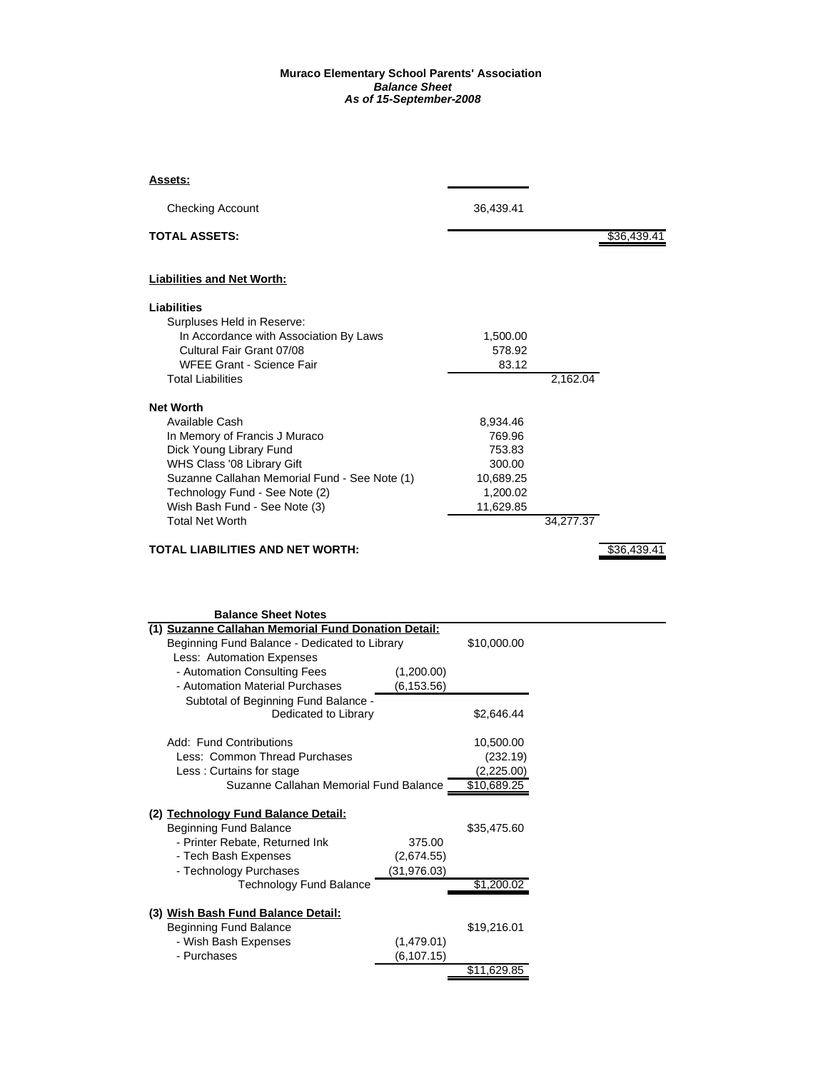**Muraco Elementary School Parents' Association**
***Balance Sheet***
***As of 15-September-2008***

| | | | |
|---|---|---|---|
| **Assets:** | | | |
| Checking Account | 36,439.41 | | |
| **TOTAL ASSETS:** | | | $36,439.41 |
| | | | |
| **Liabilities and Net Worth:** | | | |
| | | | |
| **Liabilities** | | | |
| Surpluses Held in Reserve: | | | |
| In Accordance with Association By Laws | 1,500.00 | | |
| Cultural Fair Grant 07/08 | 578.92 | | |
| WFEE Grant - Science Fair | 83.12 | | |
| Total Liabilities | | 2,162.04 | |
| | | | |
| **Net Worth** | | | |
| Available Cash | 8,934.46 | | |
| In Memory of Francis J Muraco | 769.96 | | |
| Dick Young Library Fund | 753.83 | | |
| WHS Class '08 Library Gift | 300.00 | | |
| Suzanne Callahan Memorial Fund - See Note (1) | 10,689.25 | | |
| Technology Fund - See Note (2) | 1,200.02 | | |
| Wish Bash Fund - See Note (3) | 11,629.85 | | |
| Total Net Worth | | 34,277.37 | |
| | | | |
| **TOTAL LIABILITIES AND NET WORTH:** | | | $36,439.41 |

**Balance Sheet Notes**

| | | |
|---|---|---|
| **(1) Suzanne Callahan Memorial Fund Donation Detail:** | | |
| Beginning Fund Balance - Dedicated to Library | | $10,000.00 |
| Less: Automation Expenses | | |
| - Automation Consulting Fees | (1,200.00) | |
| - Automation Material Purchases | (6,153.56) | |
| Subtotal of Beginning Fund Balance - Dedicated to Library | | $2,646.44 |
| | | |
| Add: Fund Contributions | | 10,500.00 |
| Less: Common Thread Purchases | | (232.19) |
| Less : Curtains for stage | | (2,225.00) |
| Suzanne Callahan Memorial Fund Balance | | $10,689.25 |
| | | |
| **(2) Technology Fund Balance Detail:** | | |
| Beginning Fund Balance | | $35,475.60 |
| - Printer Rebate, Returned Ink | 375.00 | |
| - Tech Bash Expenses | (2,674.55) | |
| - Technology Purchases | (31,976.03) | |
| Technology Fund Balance | | $1,200.02 |
| | | |
| **(3) Wish Bash Fund Balance Detail:** | | |
| Beginning Fund Balance | | $19,216.01 |
| - Wish Bash Expenses | (1,479.01) | |
| - Purchases | (6,107.15) | |
| | | $11,629.85 |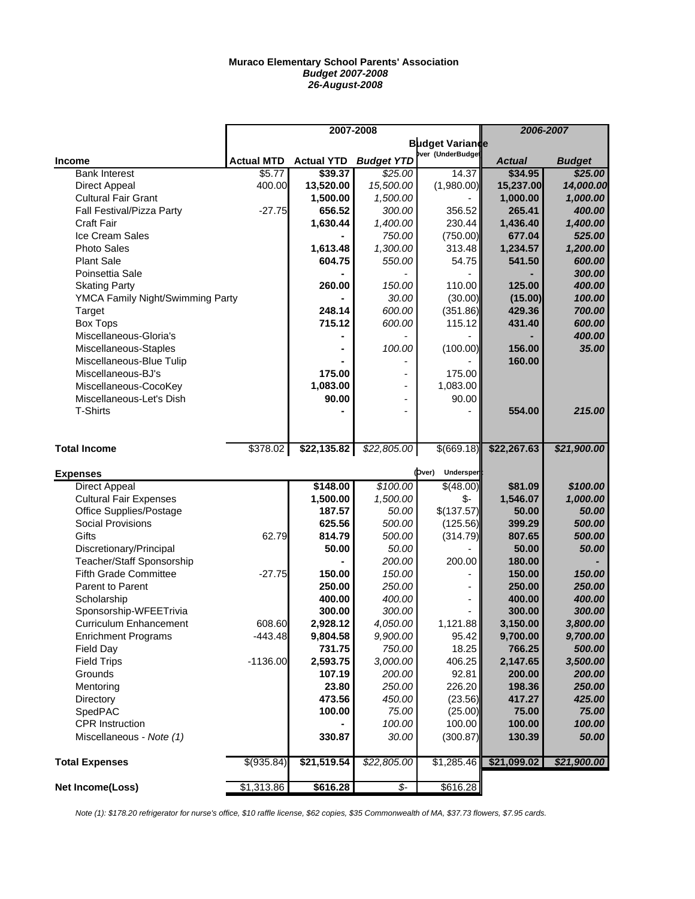**Muraco Elementary School Parents' Association**
***Budget 2007-2008***
***26-August-2008***

| | 2007-2008 | | | | 2006-2007 | |
|---|---|---|---|---|---|---|
| | | | | Budget Variance | | |
| **Income** | **Actual MTD** | **Actual YTD** | ***Budget YTD*** | Over (UnderBudget) | ***Actual*** | ***Budget*** |
| Bank Interest | $5.77 | **$39.37** | *$25.00* | 14.37 | **$34.95** | ***$25.00*** |
| Direct Appeal | 400.00 | **13,520.00** | *15,500.00* | (1,980.00) | **15,237.00** | ***14,000.00*** |
| Cultural Fair Grant | | **1,500.00** | *1,500.00* | - | **1,000.00** | ***1,000.00*** |
| Fall Festival/Pizza Party | -27.75 | **656.52** | *300.00* | 356.52 | **265.41** | ***400.00*** |
| Craft Fair | | **1,630.44** | *1,400.00* | 230.44 | **1,436.40** | ***1,400.00*** |
| Ice Cream Sales | | **-** | *750.00* | (750.00) | **677.04** | ***525.00*** |
| Photo Sales | | **1,613.48** | *1,300.00* | 313.48 | **1,234.57** | ***1,200.00*** |
| Plant Sale | | **604.75** | *550.00* | 54.75 | **541.50** | ***600.00*** |
| Poinsettia Sale | | **-** | - | - | **-** | ***300.00*** |
| Skating Party | | **260.00** | *150.00* | 110.00 | **125.00** | ***400.00*** |
| YMCA Family Night/Swimming Party | | **-** | *30.00* | (30.00) | **(15.00)** | ***100.00*** |
| Target | | **248.14** | *600.00* | (351.86) | **429.36** | ***700.00*** |
| Box Tops | | **715.12** | *600.00* | 115.12 | **431.40** | ***600.00*** |
| Miscellaneous-Gloria's | | **-** | - | - | **-** | ***400.00*** |
| Miscellaneous-Staples | | **-** | *100.00* | (100.00) | **156.00** | ***35.00*** |
| Miscellaneous-Blue Tulip | | **-** | - | - | **160.00** | |
| Miscellaneous-BJ's | | **175.00** | - | 175.00 | | |
| Miscellaneous-CocoKey | | **1,083.00** | - | 1,083.00 | | |
| Miscellaneous-Let's Dish | | **90.00** | - | 90.00 | | |
| T-Shirts | | **-** | - | - | **554.00** | ***215.00*** |
| **Total Income** | $378.02 | **$22,135.82** | *$22,805.00* | $(669.18) | **$22,267.63** | ***$21,900.00*** |
| **Expenses** | | | | (Over) Underspent | | |
| Direct Appeal | | **$148.00** | *$100.00* | $(48.00) | **$81.09** | ***$100.00*** |
| Cultural Fair Expenses | | **1,500.00** | *1,500.00* | $- | **1,546.07** | ***1,000.00*** |
| Office Supplies/Postage | | **187.57** | *50.00* | $(137.57) | **50.00** | ***50.00*** |
| Social Provisions | | **625.56** | *500.00* | (125.56) | **399.29** | ***500.00*** |
| Gifts | 62.79 | **814.79** | *500.00* | (314.79) | **807.65** | ***500.00*** |
| Discretionary/Principal | | **50.00** | *50.00* | - | **50.00** | ***50.00*** |
| Teacher/Staff Sponsorship | | **-** | *200.00* | 200.00 | **180.00** | ***-*** |
| Fifth Grade Committee | -27.75 | **150.00** | *150.00* | - | **150.00** | ***150.00*** |
| Parent to Parent | | **250.00** | *250.00* | - | **250.00** | ***250.00*** |
| Scholarship | | **400.00** | *400.00* | - | **400.00** | ***400.00*** |
| Sponsorship-WFEETrivia | | **300.00** | *300.00* | - | **300.00** | ***300.00*** |
| Curriculum Enhancement | 608.60 | **2,928.12** | *4,050.00* | 1,121.88 | **3,150.00** | ***3,800.00*** |
| Enrichment Programs | -443.48 | **9,804.58** | *9,900.00* | 95.42 | **9,700.00** | ***9,700.00*** |
| Field Day | | **731.75** | *750.00* | 18.25 | **766.25** | ***500.00*** |
| Field Trips | -1136.00 | **2,593.75** | *3,000.00* | 406.25 | **2,147.65** | ***3,500.00*** |
| Grounds | | **107.19** | *200.00* | 92.81 | **200.00** | ***200.00*** |
| Mentoring | | **23.80** | *250.00* | 226.20 | **198.36** | ***250.00*** |
| Directory | | **473.56** | *450.00* | (23.56) | **417.27** | ***425.00*** |
| SpedPAC | | **100.00** | *75.00* | (25.00) | **75.00** | ***75.00*** |
| CPR Instruction | | **-** | *100.00* | 100.00 | **100.00** | ***100.00*** |
| Miscellaneous - *Note (1)* | | **330.87** | *30.00* | (300.87) | **130.39** | ***50.00*** |
| **Total Expenses** | $(935.84) | **$21,519.54** | *$22,805.00* | $1,285.46 | **$21,099.02** | ***$21,900.00*** |
| **Net Income(Loss)** | $1,313.86 | **$616.28** | *$-* | $616.28 | | |

*Note (1): $178.20 refrigerator for nurse's office, $10 raffle license, $62 copies, $35 Commonwealth of MA, $37.73 flowers, $7.95 cards.*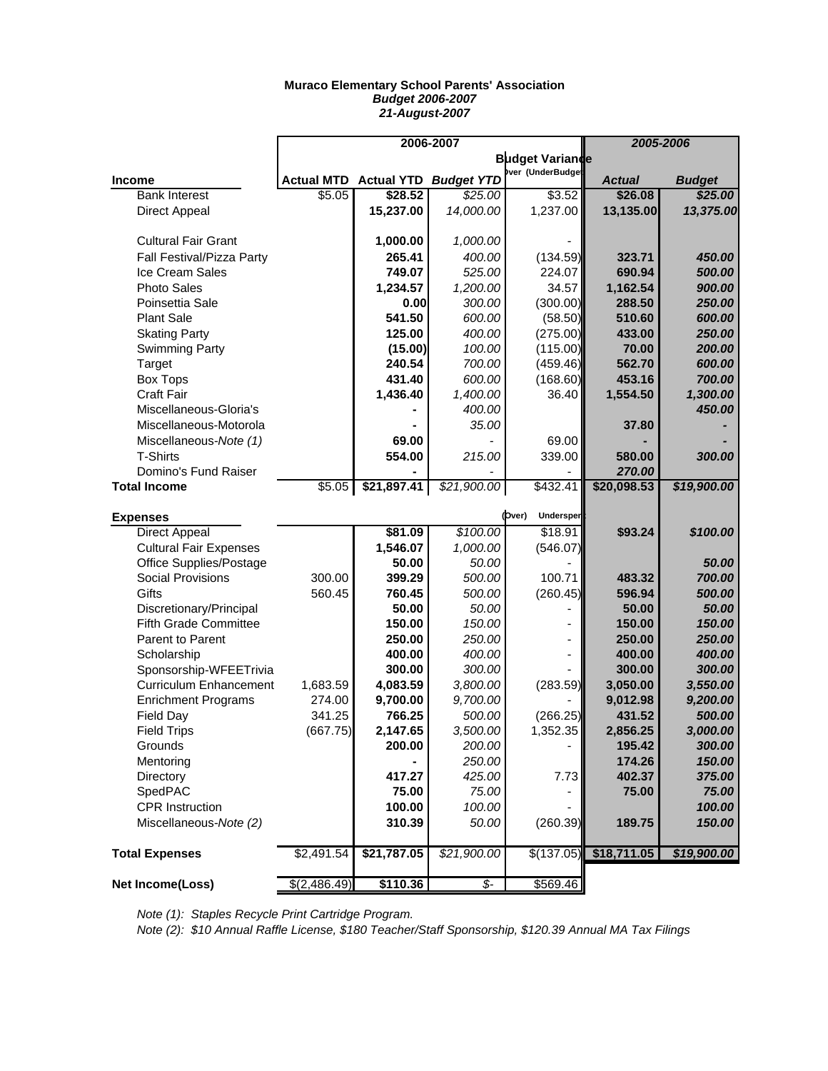**Muraco Elementary School Parents' Association**
***Budget 2006-2007***
***21-August-2007***

| | 2006-2007 | | | | 2005-2006 | |
|---|---|---|---|---|---|---|
| | | | | Budget Variance | | |
| **Income** | **Actual MTD** | **Actual YTD** | ***Budget YTD*** | Over (UnderBudget) | ***Actual*** | ***Budget*** |
| Bank Interest | $5.05 | $28.52 | $25.00 | $3.52 | $26.08 | $25.00 |
| Direct Appeal | | 15,237.00 | 14,000.00 | 1,237.00 | 13,135.00 | 13,375.00 |
| Cultural Fair Grant | | 1,000.00 | 1,000.00 | - | | |
| Fall Festival/Pizza Party | | 265.41 | 400.00 | (134.59) | 323.71 | 450.00 |
| Ice Cream Sales | | 749.07 | 525.00 | 224.07 | 690.94 | 500.00 |
| Photo Sales | | 1,234.57 | 1,200.00 | 34.57 | 1,162.54 | 900.00 |
| Poinsettia Sale | | 0.00 | 300.00 | (300.00) | 288.50 | 250.00 |
| Plant Sale | | 541.50 | 600.00 | (58.50) | 510.60 | 600.00 |
| Skating Party | | 125.00 | 400.00 | (275.00) | 433.00 | 250.00 |
| Swimming Party | | (15.00) | 100.00 | (115.00) | 70.00 | 200.00 |
| Target | | 240.54 | 700.00 | (459.46) | 562.70 | 600.00 |
| Box Tops | | 431.40 | 600.00 | (168.60) | 453.16 | 700.00 |
| Craft Fair | | 1,436.40 | 1,400.00 | 36.40 | 1,554.50 | 1,300.00 |
| Miscellaneous-Gloria's | | - | 400.00 | | | 450.00 |
| Miscellaneous-Motorola | | - | 35.00 | | 37.80 | - |
| Miscellaneous-*Note (1)* | | 69.00 | - | 69.00 | - | - |
| T-Shirts | | 554.00 | 215.00 | 339.00 | 580.00 | 300.00 |
| Domino's Fund Raiser | | - | - | - | 270.00 | |
| **Total Income** | $5.05 | $21,897.41 | $21,900.00 | $432.41 | $20,098.53 | $19,900.00 |
| **Expenses** | | | | (Over) Underspent | | |
| Direct Appeal | | $81.09 | $100.00 | $18.91 | $93.24 | $100.00 |
| Cultural Fair Expenses | | 1,546.07 | 1,000.00 | (546.07) | | |
| Office Supplies/Postage | | 50.00 | 50.00 | - | | 50.00 |
| Social Provisions | 300.00 | 399.29 | 500.00 | 100.71 | 483.32 | 700.00 |
| Gifts | 560.45 | 760.45 | 500.00 | (260.45) | 596.94 | 500.00 |
| Discretionary/Principal | | 50.00 | 50.00 | - | 50.00 | 50.00 |
| Fifth Grade Committee | | 150.00 | 150.00 | - | 150.00 | 150.00 |
| Parent to Parent | | 250.00 | 250.00 | - | 250.00 | 250.00 |
| Scholarship | | 400.00 | 400.00 | - | 400.00 | 400.00 |
| Sponsorship-WFEETrivia | | 300.00 | 300.00 | - | 300.00 | 300.00 |
| Curriculum Enhancement | 1,683.59 | 4,083.59 | 3,800.00 | (283.59) | 3,050.00 | 3,550.00 |
| Enrichment Programs | 274.00 | 9,700.00 | 9,700.00 | - | 9,012.98 | 9,200.00 |
| Field Day | 341.25 | 766.25 | 500.00 | (266.25) | 431.52 | 500.00 |
| Field Trips | (667.75) | 2,147.65 | 3,500.00 | 1,352.35 | 2,856.25 | 3,000.00 |
| Grounds | | 200.00 | 200.00 | - | 195.42 | 300.00 |
| Mentoring | | - | 250.00 | | 174.26 | 150.00 |
| Directory | | 417.27 | 425.00 | 7.73 | 402.37 | 375.00 |
| SpedPAC | | 75.00 | 75.00 | - | 75.00 | 75.00 |
| CPR Instruction | | 100.00 | 100.00 | - | | 100.00 |
| Miscellaneous-*Note (2)* | | 310.39 | 50.00 | (260.39) | 189.75 | 150.00 |
| **Total Expenses** | $2,491.54 | $21,787.05 | $21,900.00 | $(137.05) | $18,711.05 | $19,900.00 |
| **Net Income(Loss)** | $(2,486.49) | $110.36 | $- | $569.46 | | |

*Note (1): Staples Recycle Print Cartridge Program.*

*Note (2): $10 Annual Raffle License, $180 Teacher/Staff Sponsorship, $120.39 Annual MA Tax Filings*